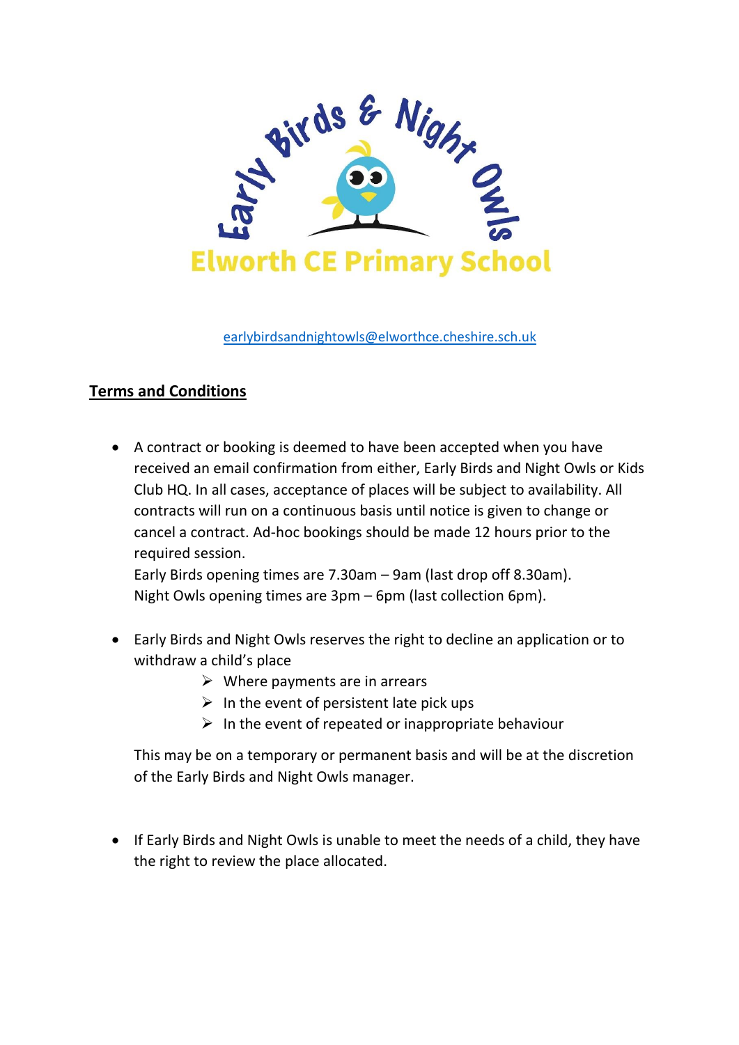Early Birds & Night Owls

Elworth CE Primary School

earlybirdsandnightowls@elworthce.cheshire.sch.uk

## Terms and Conditions

- A contract or booking is deemed to have been accepted when you have received an email confirmation from either, Early Birds and Night Owls or Kids Club HQ. In all cases, acceptance of places will be subject to availability. All contracts will run on a continuous basis until notice is given to change or cancel a contract. Ad-hoc bookings should be made 12 hours prior to the required session.
  Early Birds opening times are 7.30am – 9am (last drop off 8.30am).
  Night Owls opening times are 3pm – 6pm (last collection 6pm).

- Early Birds and Night Owls reserves the right to decline an application or to withdraw a child's place
  - Where payments are in arrears
  - In the event of persistent late pick ups
  - In the event of repeated or inappropriate behaviour

  This may be on a temporary or permanent basis and will be at the discretion of the Early Birds and Night Owls manager.

- If Early Birds and Night Owls is unable to meet the needs of a child, they have the right to review the place allocated.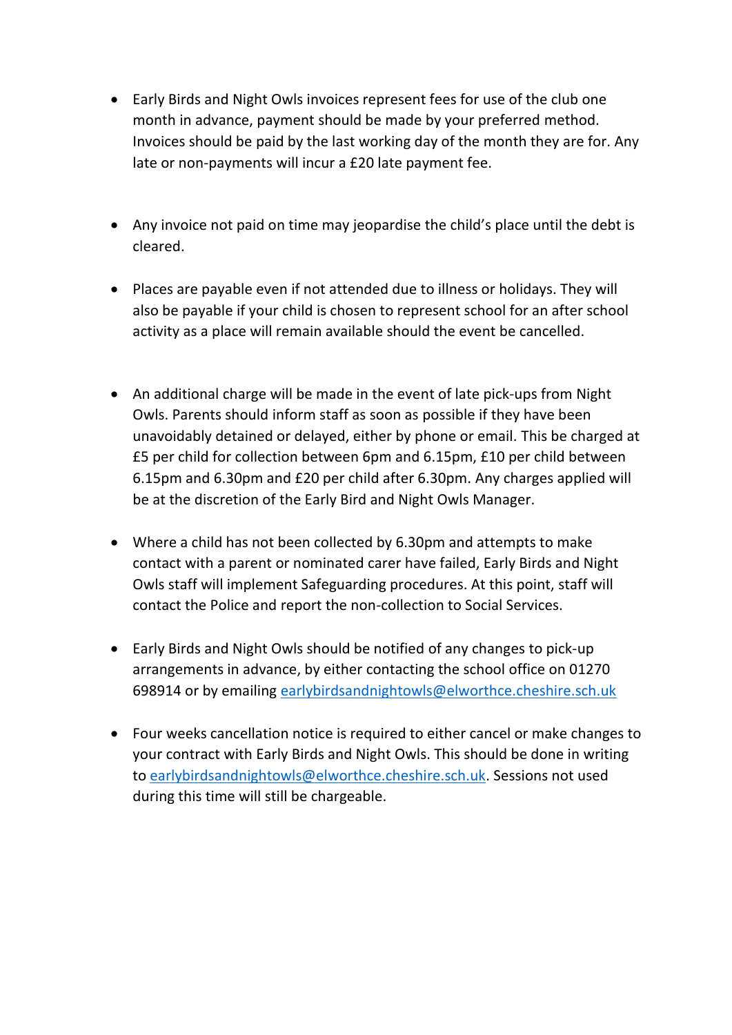- Early Birds and Night Owls invoices represent fees for use of the club one month in advance, payment should be made by your preferred method. Invoices should be paid by the last working day of the month they are for. Any late or non-payments will incur a £20 late payment fee.

- Any invoice not paid on time may jeopardise the child's place until the debt is cleared.

- Places are payable even if not attended due to illness or holidays. They will also be payable if your child is chosen to represent school for an after school activity as a place will remain available should the event be cancelled.

- An additional charge will be made in the event of late pick-ups from Night Owls. Parents should inform staff as soon as possible if they have been unavoidably detained or delayed, either by phone or email. This be charged at £5 per child for collection between 6pm and 6.15pm, £10 per child between 6.15pm and 6.30pm and £20 per child after 6.30pm. Any charges applied will be at the discretion of the Early Bird and Night Owls Manager.

- Where a child has not been collected by 6.30pm and attempts to make contact with a parent or nominated carer have failed, Early Birds and Night Owls staff will implement Safeguarding procedures. At this point, staff will contact the Police and report the non-collection to Social Services.

- Early Birds and Night Owls should be notified of any changes to pick-up arrangements in advance, by either contacting the school office on 01270 698914 or by emailing earlybirdsandnightowls@elworthce.cheshire.sch.uk

- Four weeks cancellation notice is required to either cancel or make changes to your contract with Early Birds and Night Owls. This should be done in writing to earlybirdsandnightowls@elworthce.cheshire.sch.uk. Sessions not used during this time will still be chargeable.